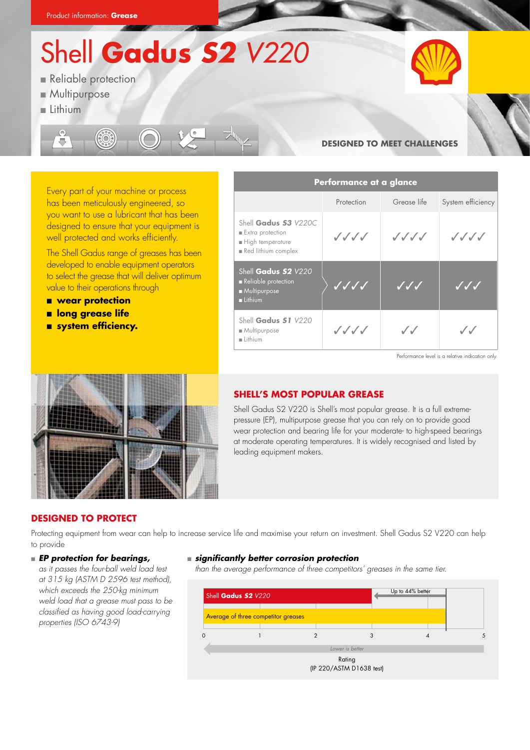Product information: **Grease**

# Shell **Gadus *S2*** *V220*

- Reliable protection
- Multipurpose
- Lithium

**DESIGNED TO MEET CHALLENGES**

Every part of your machine or process has been meticulously engineered, so you want to use a lubricant that has been designed to ensure that your equipment is well protected and works efficiently.

The Shell Gadus range of greases has been developed to enable equipment operators to select the grease that will deliver optimum value to their operations through

- **wear protection**
- **long grease life**
- **system efficiency.**

**Performance at a glance**

| | Protection | Grease life | System efficiency |
|---|---|---|---|
| Shell **Gadus *S3*** *V220C* ■ Extra protection ■ High temperature ■ Red lithium complex | ✓✓✓✓ | ✓✓✓✓ | ✓✓✓✓ |
| Shell **Gadus *S2*** *V220* ■ Reliable protection ■ Multipurpose ■ Lithium | ✓✓✓✓ | ✓✓✓ | ✓✓✓ |
| Shell **Gadus *S1*** *V220* ■ Multipurpose ■ Lithium | ✓✓✓✓ | ✓✓ | ✓✓ |

Performance level is a relative indication only.

## SHELL'S MOST POPULAR GREASE

Shell Gadus S2 V220 is Shell's most popular grease. It is a full extreme-pressure (EP), multipurpose grease that you can rely on to provide good wear protection and bearing life for your moderate- to high-speed bearings at moderate operating temperatures. It is widely recognised and listed by leading equipment makers.

## DESIGNED TO PROTECT

Protecting equipment from wear can help to increase service life and maximise your return on investment. Shell Gadus S2 V220 can help to provide

- ***EP protection for bearings,***
  *as it passes the four-ball weld load test at 315 kg (ASTM D 2596 test method), which exceeds the 250-kg minimum weld load that a grease must pass to be classified as having good load-carrying properties (ISO 6743-9)*

- ***significantly better corrosion protection***
  *than the average performance of three competitors' greases in the same tier.*

Shell **Gadus *S2*** *V220* — Up to 44% better

Average of three competitor greases

0 1 2 3 4 5

*Lower is better*

Rating
(IP 220/ASTM D1638 test)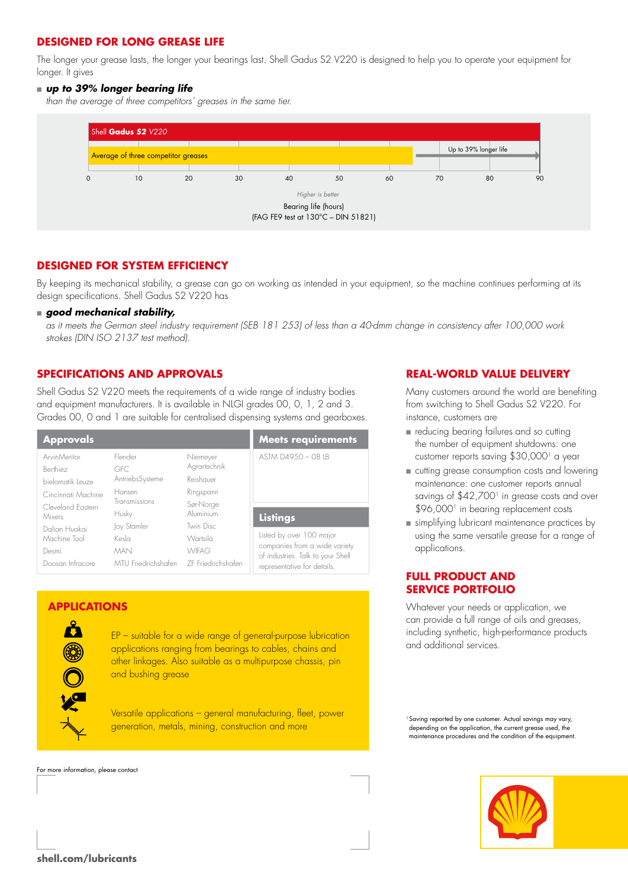## DESIGNED FOR LONG GREASE LIFE

The longer your grease lasts, the longer your bearings last. Shell Gadus S2 V220 is designed to help you to operate your equipment for longer. It gives

- ***up to 39% longer bearing life***
  *than the average of three competitors' greases in the same tier.*

Shell **Gadus S2** *V220*

Average of three competitor greases

Up to 39% longer life

0 10 20 30 40 50 60 70 80 90

*Higher is better*

Bearing life (hours)

(FAG FE9 test at 130°C – DIN 51821)

## DESIGNED FOR SYSTEM EFFICIENCY

By keeping its mechanical stability, a grease can go on working as intended in your equipment, so the machine continues performing at its design specifications. Shell Gadus S2 V220 has

- ***good mechanical stability,***
  *as it meets the German steel industry requirement (SEB 181 253) of less than a 40-dmm change in consistency after 100,000 work strokes (DIN ISO 2137 test method).*

## SPECIFICATIONS AND APPROVALS

Shell Gadus S2 V220 meets the requirements of a wide range of industry bodies and equipment manufacturers. It is available in NLGI grades 00, 0, 1, 2 and 3. Grades 00, 0 and 1 are suitable for centralised dispensing systems and gearboxes.

| Approvals | | |
|---|---|---|
| ArvinMeritor | Flender | Niemeyer Agrartechnik |
| Berthiez | GFC AntriebsSysteme | Reishauer |
| bielomatik Leuze | Hansen Transmissions | Ringspann |
| Cincinnati Machine | Husky | Sør-Norge Aluminium |
| Cleveland Eastern Mixers | Joy Stamler | Twin Disc |
| Dalian Huakai Machine Tool | Kesla | Wärtsilä |
| Desmi | MAN | WIFAG |
| Doosan Infracore | MTU Friedrichshafen | ZF Friedrichshafen |

**Meets requirements**

ASTM D4950 – 08 LB

**Listings**

Listed by over 100 major companies from a wide variety of industries. Talk to your Shell representative for details.

## APPLICATIONS

EP – suitable for a wide range of general-purpose lubrication applications ranging from bearings to cables, chains and other linkages. Also suitable as a multipurpose chassis, pin and bushing grease

Versatile applications – general manufacturing, fleet, power generation, metals, mining, construction and more

## REAL-WORLD VALUE DELIVERY

Many customers around the world are benefiting from switching to Shell Gadus S2 V220. For instance, customers are

- reducing bearing failures and so cutting the number of equipment shutdowns: one customer reports saving $30,000[1] a year
- cutting grease consumption costs and lowering maintenance: one customer reports annual savings of $42,700[1] in grease costs and over $96,000[1] in bearing replacement costs
- simplifying lubricant maintenance practices by using the same versatile grease for a range of applications.

## FULL PRODUCT AND SERVICE PORTFOLIO

Whatever your needs or application, we can provide a full range of oils and greases, including synthetic, high-performance products and additional services.

[1] Saving reported by one customer. Actual savings may vary, depending on the application, the current grease used, the maintenance procedures and the condition of the equipment.

For more information, please contact

**shell.com/lubricants**